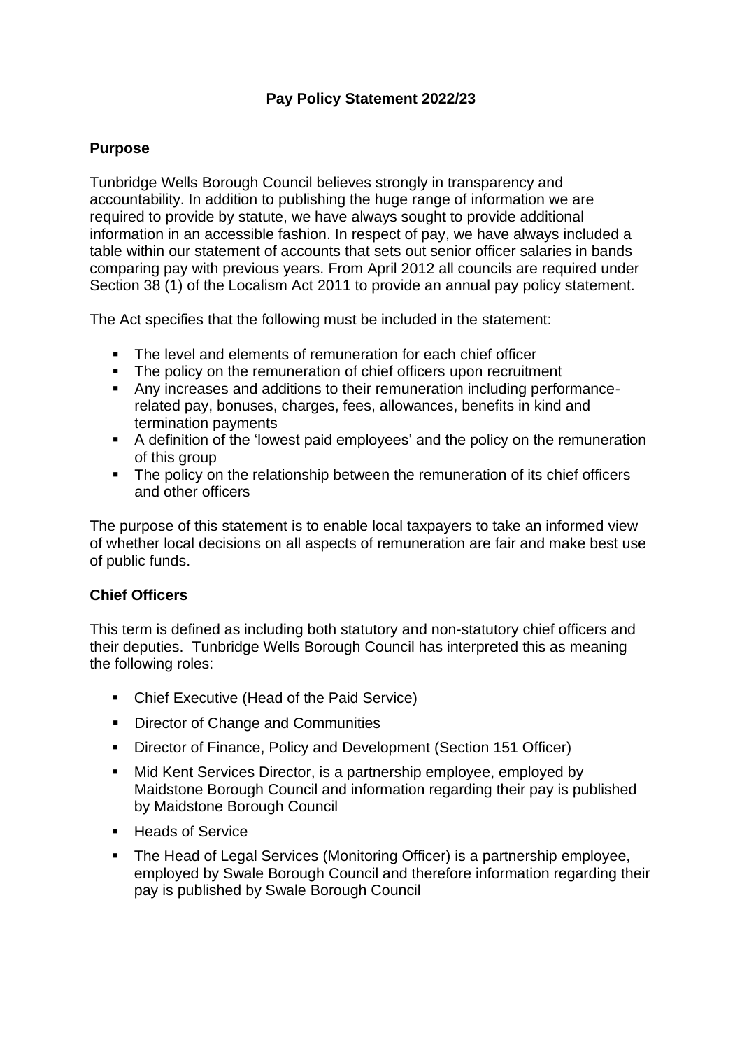# Pay Policy Statement 2022/23

## Purpose

Tunbridge Wells Borough Council believes strongly in transparency and accountability. In addition to publishing the huge range of information we are required to provide by statute, we have always sought to provide additional information in an accessible fashion. In respect of pay, we have always included a table within our statement of accounts that sets out senior officer salaries in bands comparing pay with previous years. From April 2012 all councils are required under Section 38 (1) of the Localism Act 2011 to provide an annual pay policy statement.

The Act specifies that the following must be included in the statement:

- The level and elements of remuneration for each chief officer
- The policy on the remuneration of chief officers upon recruitment
- Any increases and additions to their remuneration including performance-related pay, bonuses, charges, fees, allowances, benefits in kind and termination payments
- A definition of the 'lowest paid employees' and the policy on the remuneration of this group
- The policy on the relationship between the remuneration of its chief officers and other officers

The purpose of this statement is to enable local taxpayers to take an informed view of whether local decisions on all aspects of remuneration are fair and make best use of public funds.

## Chief Officers

This term is defined as including both statutory and non-statutory chief officers and their deputies. Tunbridge Wells Borough Council has interpreted this as meaning the following roles:

- Chief Executive (Head of the Paid Service)
- Director of Change and Communities
- Director of Finance, Policy and Development (Section 151 Officer)
- Mid Kent Services Director, is a partnership employee, employed by Maidstone Borough Council and information regarding their pay is published by Maidstone Borough Council
- Heads of Service
- The Head of Legal Services (Monitoring Officer) is a partnership employee, employed by Swale Borough Council and therefore information regarding their pay is published by Swale Borough Council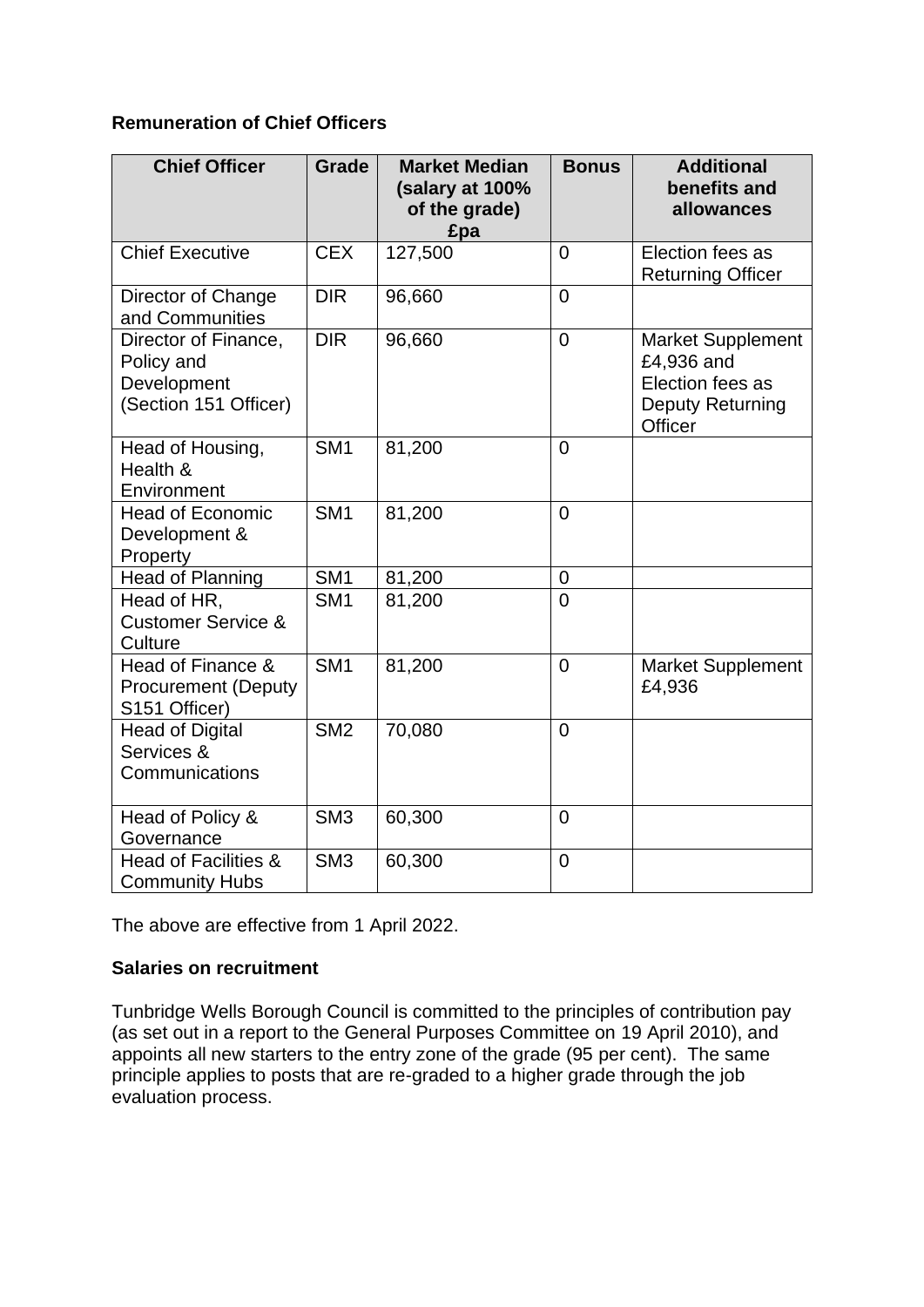**Remuneration of Chief Officers**

| Chief Officer | Grade | Market Median (salary at 100% of the grade) £pa | Bonus | Additional benefits and allowances |
|---|---|---|---|---|
| Chief Executive | CEX | 127,500 | 0 | Election fees as Returning Officer |
| Director of Change and Communities | DIR | 96,660 | 0 | |
| Director of Finance, Policy and Development (Section 151 Officer) | DIR | 96,660 | 0 | Market Supplement £4,936 and Election fees as Deputy Returning Officer |
| Head of Housing, Health & Environment | SM1 | 81,200 | 0 | |
| Head of Economic Development & Property | SM1 | 81,200 | 0 | |
| Head of Planning | SM1 | 81,200 | 0 | |
| Head of HR, Customer Service & Culture | SM1 | 81,200 | 0 | |
| Head of Finance & Procurement (Deputy S151 Officer) | SM1 | 81,200 | 0 | Market Supplement £4,936 |
| Head of Digital Services & Communications | SM2 | 70,080 | 0 | |
| Head of Policy & Governance | SM3 | 60,300 | 0 | |
| Head of Facilities & Community Hubs | SM3 | 60,300 | 0 | |

The above are effective from 1 April 2022.

**Salaries on recruitment**

Tunbridge Wells Borough Council is committed to the principles of contribution pay (as set out in a report to the General Purposes Committee on 19 April 2010), and appoints all new starters to the entry zone of the grade (95 per cent). The same principle applies to posts that are re-graded to a higher grade through the job evaluation process.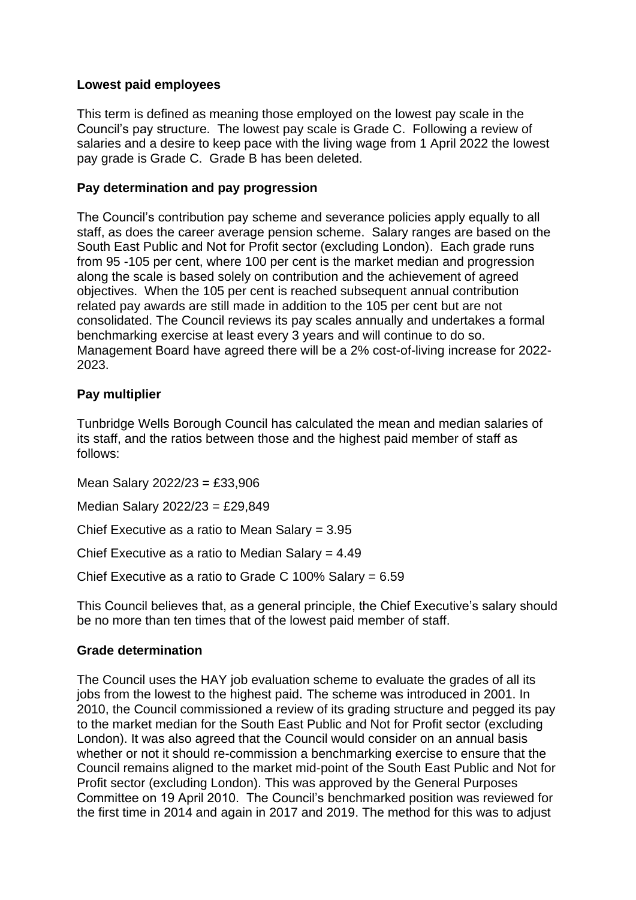**Lowest paid employees**

This term is defined as meaning those employed on the lowest pay scale in the Council's pay structure. The lowest pay scale is Grade C. Following a review of salaries and a desire to keep pace with the living wage from 1 April 2022 the lowest pay grade is Grade C. Grade B has been deleted.

**Pay determination and pay progression**

The Council's contribution pay scheme and severance policies apply equally to all staff, as does the career average pension scheme. Salary ranges are based on the South East Public and Not for Profit sector (excluding London). Each grade runs from 95 -105 per cent, where 100 per cent is the market median and progression along the scale is based solely on contribution and the achievement of agreed objectives. When the 105 per cent is reached subsequent annual contribution related pay awards are still made in addition to the 105 per cent but are not consolidated. The Council reviews its pay scales annually and undertakes a formal benchmarking exercise at least every 3 years and will continue to do so. Management Board have agreed there will be a 2% cost-of-living increase for 2022-2023.

**Pay multiplier**

Tunbridge Wells Borough Council has calculated the mean and median salaries of its staff, and the ratios between those and the highest paid member of staff as follows:

Mean Salary 2022/23 = £33,906

Median Salary 2022/23 = £29,849

Chief Executive as a ratio to Mean Salary = 3.95

Chief Executive as a ratio to Median Salary = 4.49

Chief Executive as a ratio to Grade C 100% Salary = 6.59

This Council believes that, as a general principle, the Chief Executive's salary should be no more than ten times that of the lowest paid member of staff.

**Grade determination**

The Council uses the HAY job evaluation scheme to evaluate the grades of all its jobs from the lowest to the highest paid. The scheme was introduced in 2001. In 2010, the Council commissioned a review of its grading structure and pegged its pay to the market median for the South East Public and Not for Profit sector (excluding London). It was also agreed that the Council would consider on an annual basis whether or not it should re-commission a benchmarking exercise to ensure that the Council remains aligned to the market mid-point of the South East Public and Not for Profit sector (excluding London). This was approved by the General Purposes Committee on 19 April 2010. The Council's benchmarked position was reviewed for the first time in 2014 and again in 2017 and 2019. The method for this was to adjust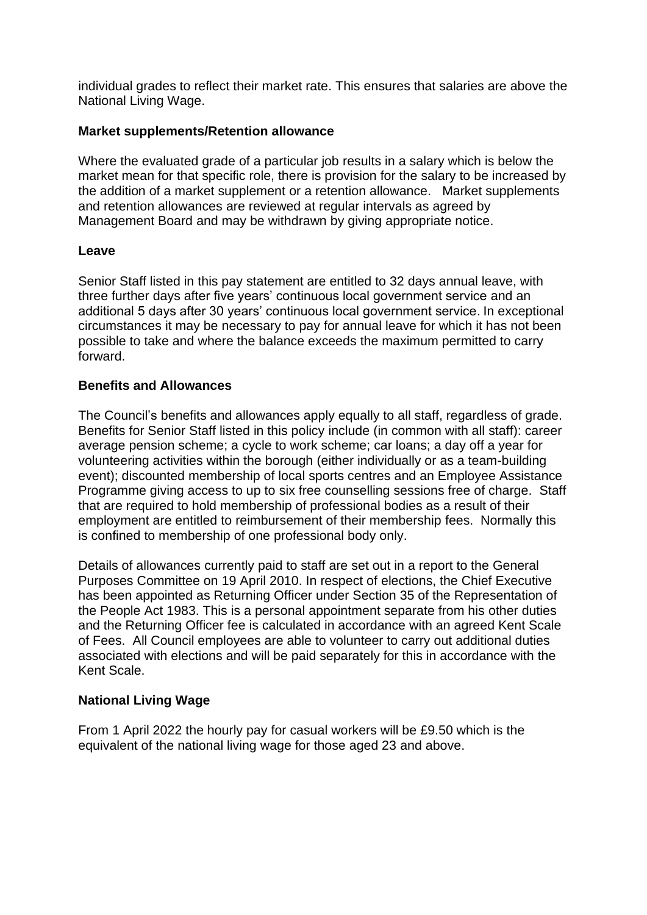individual grades to reflect their market rate. This ensures that salaries are above the National Living Wage.

**Market supplements/Retention allowance**

Where the evaluated grade of a particular job results in a salary which is below the market mean for that specific role, there is provision for the salary to be increased by the addition of a market supplement or a retention allowance. Market supplements and retention allowances are reviewed at regular intervals as agreed by Management Board and may be withdrawn by giving appropriate notice.

**Leave**

Senior Staff listed in this pay statement are entitled to 32 days annual leave, with three further days after five years' continuous local government service and an additional 5 days after 30 years' continuous local government service. In exceptional circumstances it may be necessary to pay for annual leave for which it has not been possible to take and where the balance exceeds the maximum permitted to carry forward.

**Benefits and Allowances**

The Council's benefits and allowances apply equally to all staff, regardless of grade. Benefits for Senior Staff listed in this policy include (in common with all staff): career average pension scheme; a cycle to work scheme; car loans; a day off a year for volunteering activities within the borough (either individually or as a team-building event); discounted membership of local sports centres and an Employee Assistance Programme giving access to up to six free counselling sessions free of charge. Staff that are required to hold membership of professional bodies as a result of their employment are entitled to reimbursement of their membership fees. Normally this is confined to membership of one professional body only.

Details of allowances currently paid to staff are set out in a report to the General Purposes Committee on 19 April 2010. In respect of elections, the Chief Executive has been appointed as Returning Officer under Section 35 of the Representation of the People Act 1983. This is a personal appointment separate from his other duties and the Returning Officer fee is calculated in accordance with an agreed Kent Scale of Fees. All Council employees are able to volunteer to carry out additional duties associated with elections and will be paid separately for this in accordance with the Kent Scale.

**National Living Wage**

From 1 April 2022 the hourly pay for casual workers will be £9.50 which is the equivalent of the national living wage for those aged 23 and above.